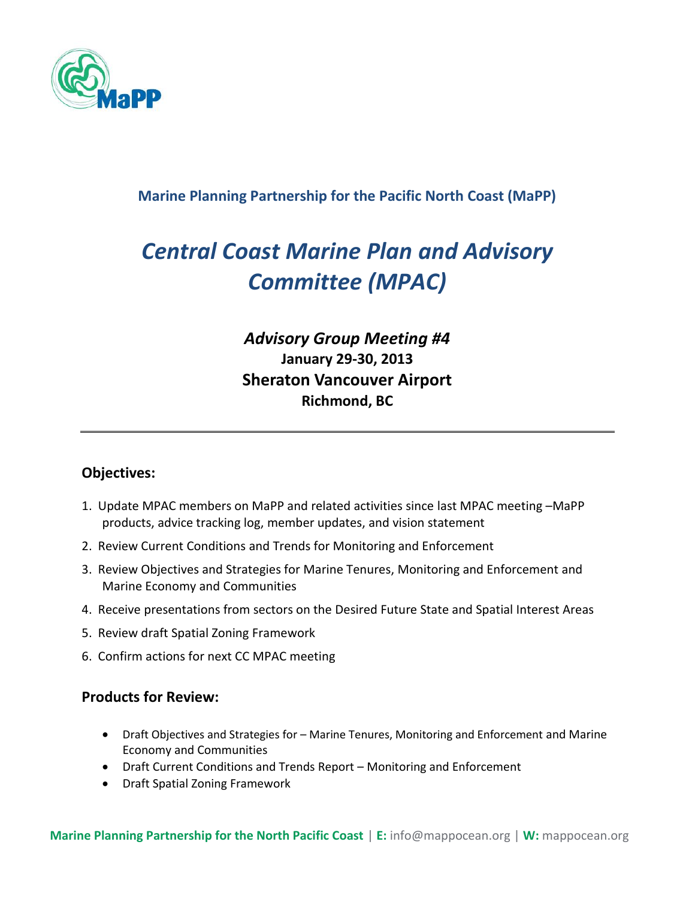**Marine Planning Partnership for the Pacific North Coast (MaPP)**

# *Central Coast Marine Plan and Advisory Committee (MPAC)*

## *Advisory Group Meeting #4*

**January 29-30, 2013**

**Sheraton Vancouver Airport**

**Richmond, BC**

---

## Objectives:

1. Update MPAC members on MaPP and related activities since last MPAC meeting –MaPP products, advice tracking log, member updates, and vision statement
2. Review Current Conditions and Trends for Monitoring and Enforcement
3. Review Objectives and Strategies for Marine Tenures, Monitoring and Enforcement and Marine Economy and Communities
4. Receive presentations from sectors on the Desired Future State and Spatial Interest Areas
5. Review draft Spatial Zoning Framework
6. Confirm actions for next CC MPAC meeting

## Products for Review:

- Draft Objectives and Strategies for – Marine Tenures, Monitoring and Enforcement and Marine Economy and Communities
- Draft Current Conditions and Trends Report – Monitoring and Enforcement
- Draft Spatial Zoning Framework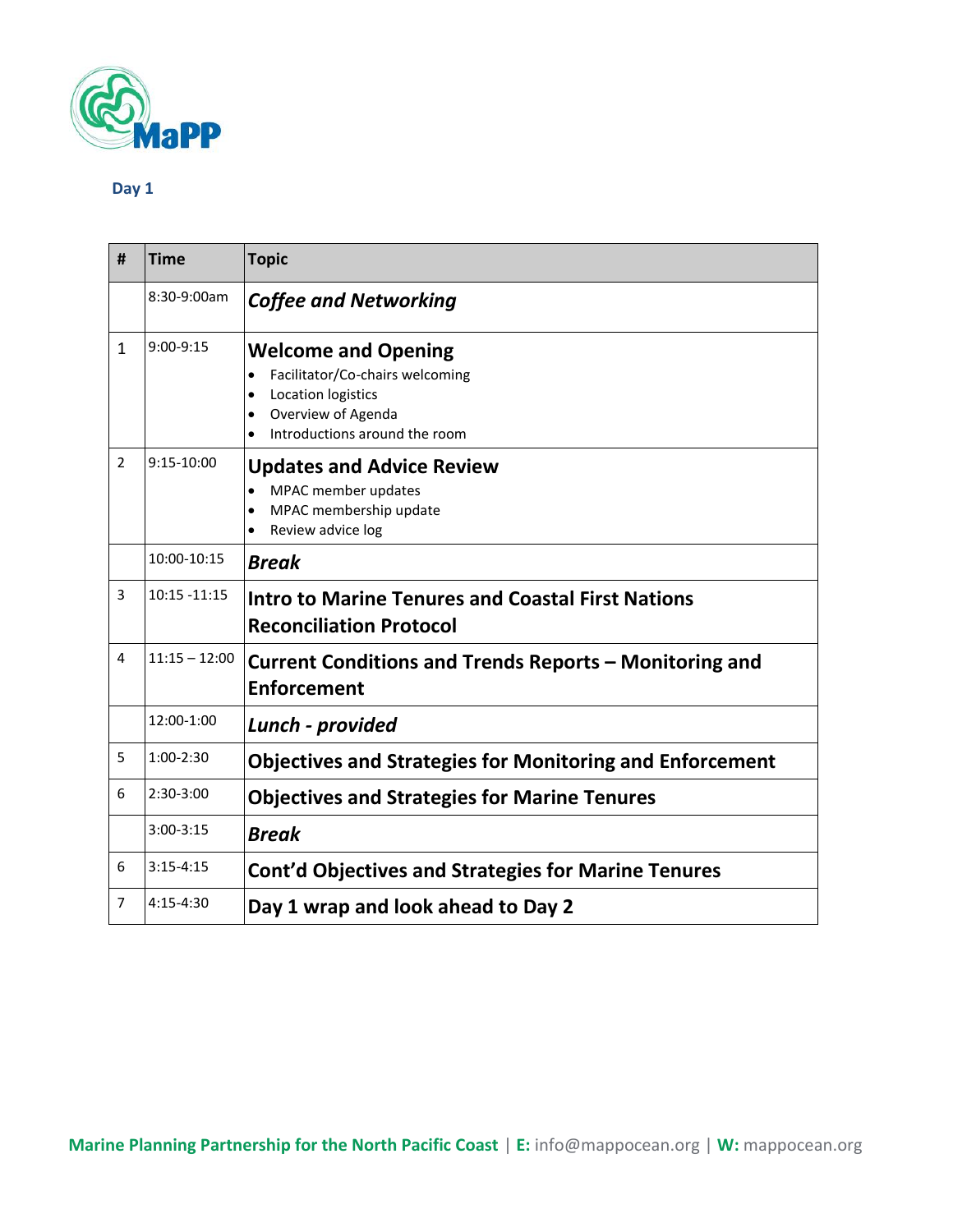## Day 1

| # | Time | Topic |
|---|---|---|
| | 8:30-9:00am | ***Coffee and Networking*** |
| 1 | 9:00-9:15 | **Welcome and Opening**<br>• Facilitator/Co-chairs welcoming<br>• Location logistics<br>• Overview of Agenda<br>• Introductions around the room |
| 2 | 9:15-10:00 | **Updates and Advice Review**<br>• MPAC member updates<br>• MPAC membership update<br>• Review advice log |
| | 10:00-10:15 | ***Break*** |
| 3 | 10:15 -11:15 | **Intro to Marine Tenures and Coastal First Nations Reconciliation Protocol** |
| 4 | 11:15 – 12:00 | **Current Conditions and Trends Reports – Monitoring and Enforcement** |
| | 12:00-1:00 | ***Lunch - provided*** |
| 5 | 1:00-2:30 | **Objectives and Strategies for Monitoring and Enforcement** |
| 6 | 2:30-3:00 | **Objectives and Strategies for Marine Tenures** |
| | 3:00-3:15 | ***Break*** |
| 6 | 3:15-4:15 | **Cont'd Objectives and Strategies for Marine Tenures** |
| 7 | 4:15-4:30 | **Day 1 wrap and look ahead to Day 2** |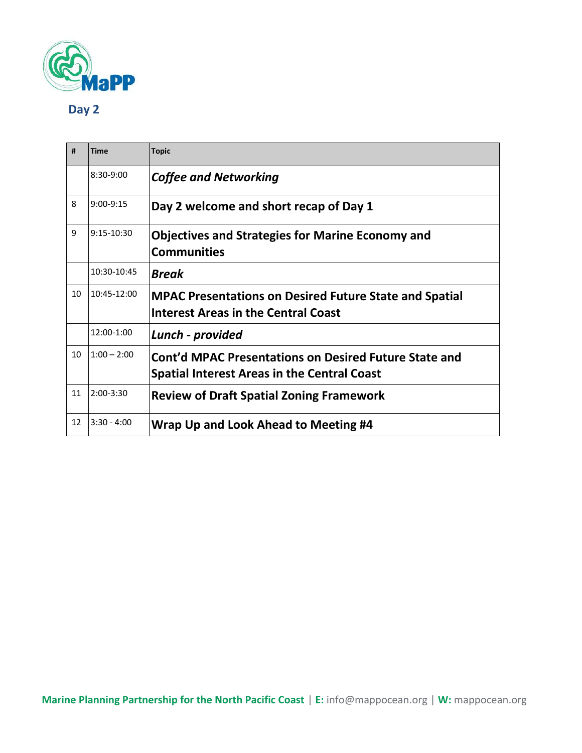## Day 2

| # | Time | Topic |
|---|---|---|
| | 8:30-9:00 | ***Coffee and Networking*** |
| 8 | 9:00-9:15 | **Day 2 welcome and short recap of Day 1** |
| 9 | 9:15-10:30 | **Objectives and Strategies for Marine Economy and Communities** |
| | 10:30-10:45 | ***Break*** |
| 10 | 10:45-12:00 | **MPAC Presentations on Desired Future State and Spatial Interest Areas in the Central Coast** |
| | 12:00-1:00 | ***Lunch - provided*** |
| 10 | 1:00 – 2:00 | **Cont'd MPAC Presentations on Desired Future State and Spatial Interest Areas in the Central Coast** |
| 11 | 2:00-3:30 | **Review of Draft Spatial Zoning Framework** |
| 12 | 3:30 - 4:00 | **Wrap Up and Look Ahead to Meeting #4** |